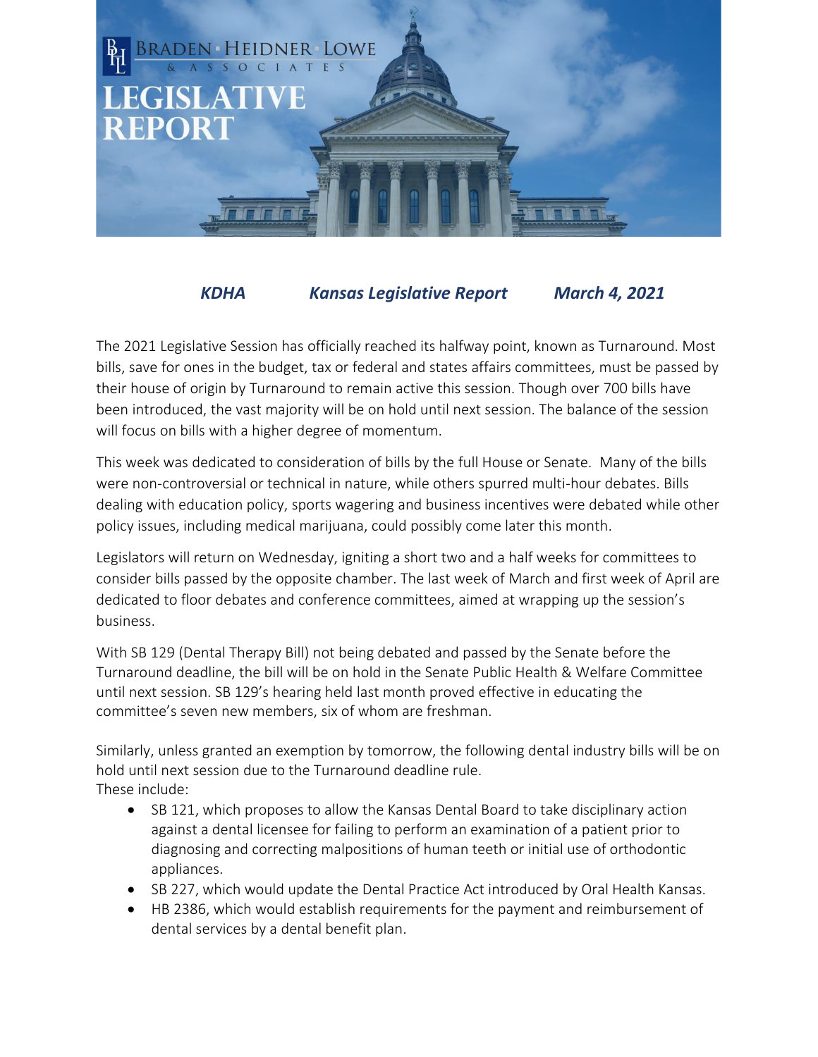BRADEN · HEIDNER · LOWE & ASSOCIATES

# LEGISLATIVE REPORT

***KDHA Kansas Legislative Report March 4, 2021***

The 2021 Legislative Session has officially reached its halfway point, known as Turnaround. Most bills, save for ones in the budget, tax or federal and states affairs committees, must be passed by their house of origin by Turnaround to remain active this session. Though over 700 bills have been introduced, the vast majority will be on hold until next session. The balance of the session will focus on bills with a higher degree of momentum.

This week was dedicated to consideration of bills by the full House or Senate. Many of the bills were non-controversial or technical in nature, while others spurred multi-hour debates. Bills dealing with education policy, sports wagering and business incentives were debated while other policy issues, including medical marijuana, could possibly come later this month.

Legislators will return on Wednesday, igniting a short two and a half weeks for committees to consider bills passed by the opposite chamber. The last week of March and first week of April are dedicated to floor debates and conference committees, aimed at wrapping up the session's business.

With SB 129 (Dental Therapy Bill) not being debated and passed by the Senate before the Turnaround deadline, the bill will be on hold in the Senate Public Health & Welfare Committee until next session. SB 129's hearing held last month proved effective in educating the committee's seven new members, six of whom are freshman.

Similarly, unless granted an exemption by tomorrow, the following dental industry bills will be on hold until next session due to the Turnaround deadline rule.
These include:

- SB 121, which proposes to allow the Kansas Dental Board to take disciplinary action against a dental licensee for failing to perform an examination of a patient prior to diagnosing and correcting malpositions of human teeth or initial use of orthodontic appliances.
- SB 227, which would update the Dental Practice Act introduced by Oral Health Kansas.
- HB 2386, which would establish requirements for the payment and reimbursement of dental services by a dental benefit plan.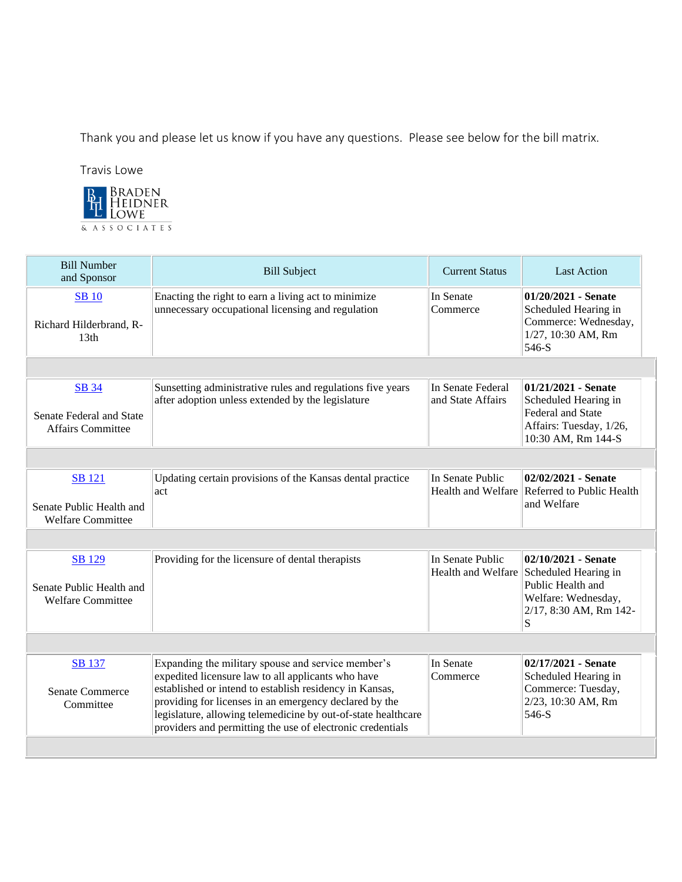Thank you and please let us know if you have any questions.  Please see below for the bill matrix.

Travis Lowe

BRADEN HEIDNER LOWE & ASSOCIATES

| Bill Number and Sponsor | Bill Subject | Current Status | Last Action |
|---|---|---|---|
| SB 10<br><br>Richard Hilderbrand, R-13th | Enacting the right to earn a living act to minimize unnecessary occupational licensing and regulation | In Senate Commerce | **01/20/2021 - Senate** Scheduled Hearing in Commerce: Wednesday, 1/27, 10:30 AM, Rm 546-S |
| SB 34<br><br>Senate Federal and State Affairs Committee | Sunsetting administrative rules and regulations five years after adoption unless extended by the legislature | In Senate Federal and State Affairs | **01/21/2021 - Senate** Scheduled Hearing in Federal and State Affairs: Tuesday, 1/26, 10:30 AM, Rm 144-S |
| SB 121<br><br>Senate Public Health and Welfare Committee | Updating certain provisions of the Kansas dental practice act | In Senate Public Health and Welfare | **02/02/2021 - Senate** Referred to Public Health and Welfare |
| SB 129<br><br>Senate Public Health and Welfare Committee | Providing for the licensure of dental therapists | In Senate Public Health and Welfare | **02/10/2021 - Senate** Scheduled Hearing in Public Health and Welfare: Wednesday, 2/17, 8:30 AM, Rm 142-S |
| SB 137<br><br>Senate Commerce Committee | Expanding the military spouse and service member's expedited licensure law to all applicants who have established or intend to establish residency in Kansas, providing for licenses in an emergency declared by the legislature, allowing telemedicine by out-of-state healthcare providers and permitting the use of electronic credentials | In Senate Commerce | **02/17/2021 - Senate** Scheduled Hearing in Commerce: Tuesday, 2/23, 10:30 AM, Rm 546-S |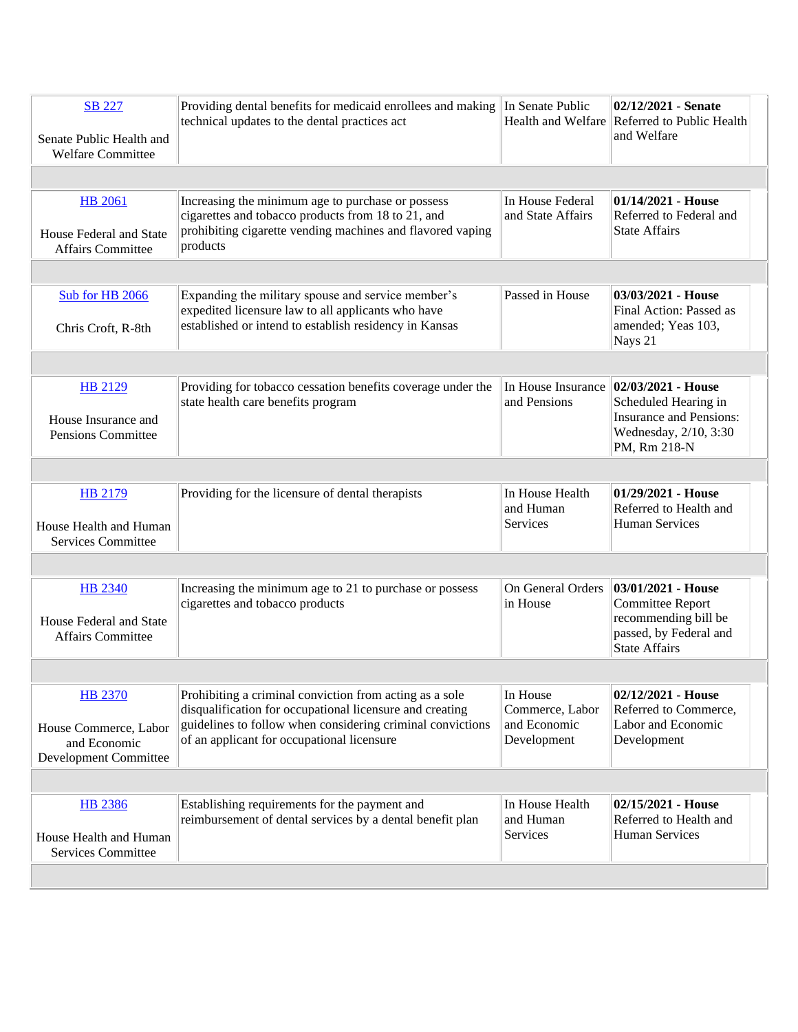| | | | |
|---|---|---|---|
| SB 227<br><br>Senate Public Health and Welfare Committee | Providing dental benefits for medicaid enrollees and making technical updates to the dental practices act | In Senate Public Health and Welfare | **02/12/2021 - Senate** Referred to Public Health and Welfare |
| HB 2061<br><br>House Federal and State Affairs Committee | Increasing the minimum age to purchase or possess cigarettes and tobacco products from 18 to 21, and prohibiting cigarette vending machines and flavored vaping products | In House Federal and State Affairs | **01/14/2021 - House** Referred to Federal and State Affairs |
| Sub for HB 2066<br><br>Chris Croft, R-8th | Expanding the military spouse and service member's expedited licensure law to all applicants who have established or intend to establish residency in Kansas | Passed in House | **03/03/2021 - House** Final Action: Passed as amended; Yeas 103, Nays 21 |
| HB 2129<br><br>House Insurance and Pensions Committee | Providing for tobacco cessation benefits coverage under the state health care benefits program | In House Insurance and Pensions | **02/03/2021 - House** Scheduled Hearing in Insurance and Pensions: Wednesday, 2/10, 3:30 PM, Rm 218-N |
| HB 2179<br><br>House Health and Human Services Committee | Providing for the licensure of dental therapists | In House Health and Human Services | **01/29/2021 - House** Referred to Health and Human Services |
| HB 2340<br><br>House Federal and State Affairs Committee | Increasing the minimum age to 21 to purchase or possess cigarettes and tobacco products | On General Orders in House | **03/01/2021 - House** Committee Report recommending bill be passed, by Federal and State Affairs |
| HB 2370<br><br>House Commerce, Labor and Economic Development Committee | Prohibiting a criminal conviction from acting as a sole disqualification for occupational licensure and creating guidelines to follow when considering criminal convictions of an applicant for occupational licensure | In House Commerce, Labor and Economic Development | **02/12/2021 - House** Referred to Commerce, Labor and Economic Development |
| HB 2386<br><br>House Health and Human Services Committee | Establishing requirements for the payment and reimbursement of dental services by a dental benefit plan | In House Health and Human Services | **02/15/2021 - House** Referred to Health and Human Services |